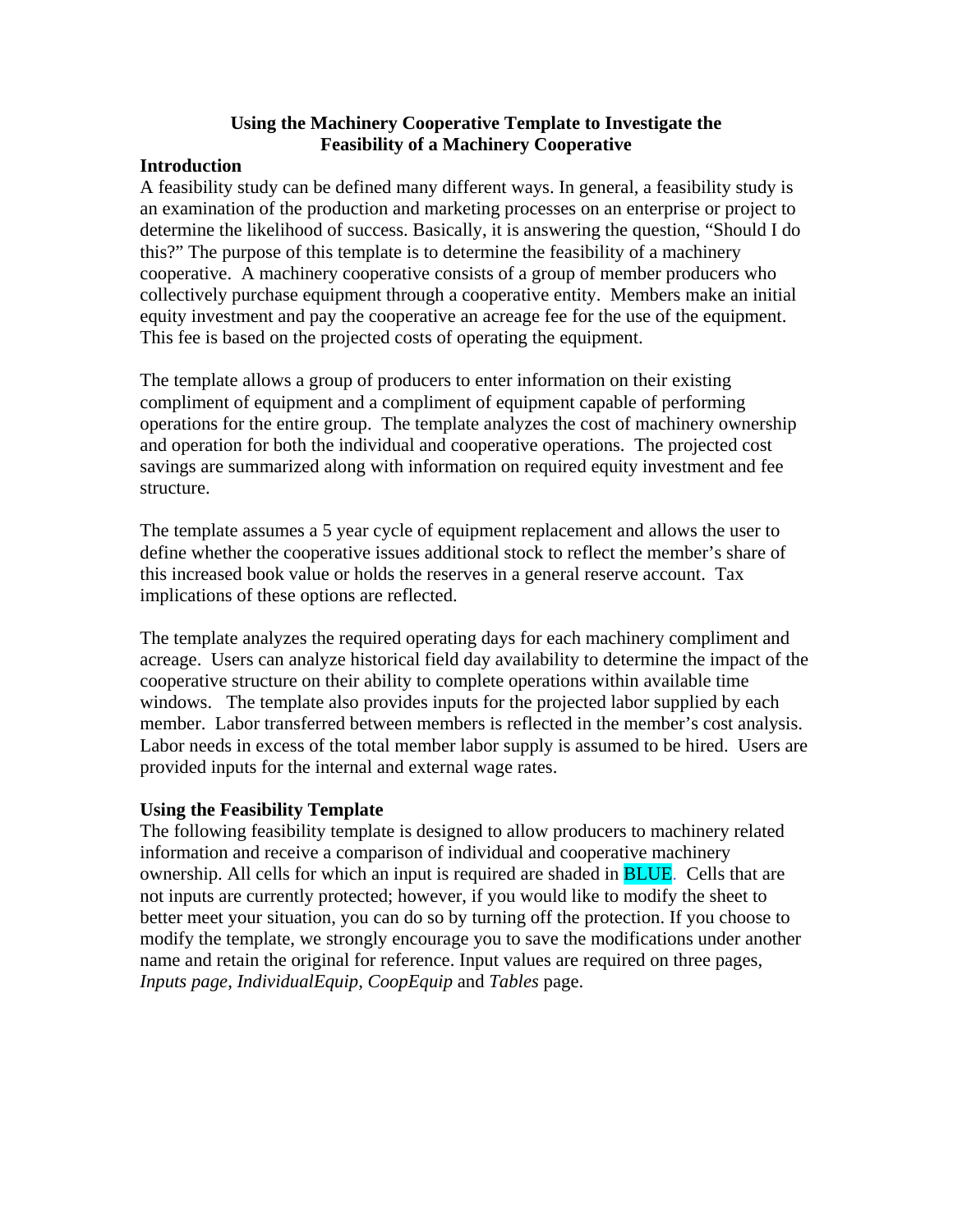# Using the Machinery Cooperative Template to Investigate the Feasibility of a Machinery Cooperative

## Introduction

A feasibility study can be defined many different ways. In general, a feasibility study is an examination of the production and marketing processes on an enterprise or project to determine the likelihood of success. Basically, it is answering the question, "Should I do this?" The purpose of this template is to determine the feasibility of a machinery cooperative. A machinery cooperative consists of a group of member producers who collectively purchase equipment through a cooperative entity. Members make an initial equity investment and pay the cooperative an acreage fee for the use of the equipment. This fee is based on the projected costs of operating the equipment.

The template allows a group of producers to enter information on their existing compliment of equipment and a compliment of equipment capable of performing operations for the entire group. The template analyzes the cost of machinery ownership and operation for both the individual and cooperative operations. The projected cost savings are summarized along with information on required equity investment and fee structure.

The template assumes a 5 year cycle of equipment replacement and allows the user to define whether the cooperative issues additional stock to reflect the member's share of this increased book value or holds the reserves in a general reserve account. Tax implications of these options are reflected.

The template analyzes the required operating days for each machinery compliment and acreage. Users can analyze historical field day availability to determine the impact of the cooperative structure on their ability to complete operations within available time windows. The template also provides inputs for the projected labor supplied by each member. Labor transferred between members is reflected in the member's cost analysis. Labor needs in excess of the total member labor supply is assumed to be hired. Users are provided inputs for the internal and external wage rates.

## Using the Feasibility Template

The following feasibility template is designed to allow producers to machinery related information and receive a comparison of individual and cooperative machinery ownership. All cells for which an input is required are shaded in BLUE. Cells that are not inputs are currently protected; however, if you would like to modify the sheet to better meet your situation, you can do so by turning off the protection. If you choose to modify the template, we strongly encourage you to save the modifications under another name and retain the original for reference. Input values are required on three pages, *Inputs page*, *IndividualEquip*, *CoopEquip* and *Tables* page.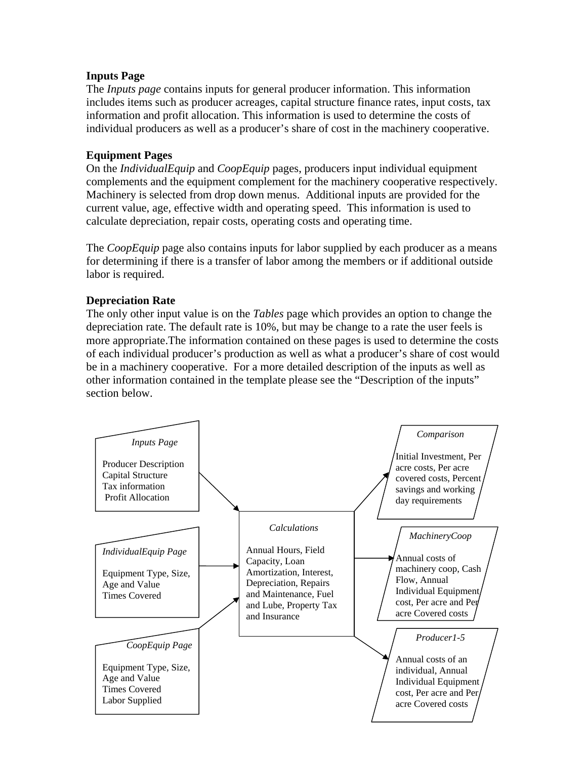**Inputs Page**

The *Inputs page* contains inputs for general producer information. This information includes items such as producer acreages, capital structure finance rates, input costs, tax information and profit allocation. This information is used to determine the costs of individual producers as well as a producer's share of cost in the machinery cooperative.

**Equipment Pages**

On the *IndividualEquip* and *CoopEquip* pages, producers input individual equipment complements and the equipment complement for the machinery cooperative respectively. Machinery is selected from drop down menus. Additional inputs are provided for the current value, age, effective width and operating speed. This information is used to calculate depreciation, repair costs, operating costs and operating time.

The *CoopEquip* page also contains inputs for labor supplied by each producer as a means for determining if there is a transfer of labor among the members or if additional outside labor is required.

**Depreciation Rate**

The only other input value is on the *Tables* page which provides an option to change the depreciation rate. The default rate is 10%, but may be change to a rate the user feels is more appropriate.The information contained on these pages is used to determine the costs of each individual producer's production as well as what a producer's share of cost would be in a machinery cooperative. For a more detailed description of the inputs as well as other information contained in the template please see the "Description of the inputs" section below.

*Inputs Page*

Producer Description
Capital Structure
Tax information
Profit Allocation

*IndividualEquip Page*

Equipment Type, Size, Age and Value
Times Covered

*CoopEquip Page*

Equipment Type, Size, Age and Value
Times Covered
Labor Supplied

*Calculations*

Annual Hours, Field Capacity, Loan Amortization, Interest, Depreciation, Repairs and Maintenance, Fuel and Lube, Property Tax and Insurance

*Comparison*

Initial Investment, Per acre costs, Per acre covered costs, Percent savings and working day requirements

*MachineryCoop*

Annual costs of machinery coop, Cash Flow, Annual Individual Equipment cost, Per acre and Per acre Covered costs

*Producer1-5*

Annual costs of an individual, Annual Individual Equipment cost, Per acre and Per acre Covered costs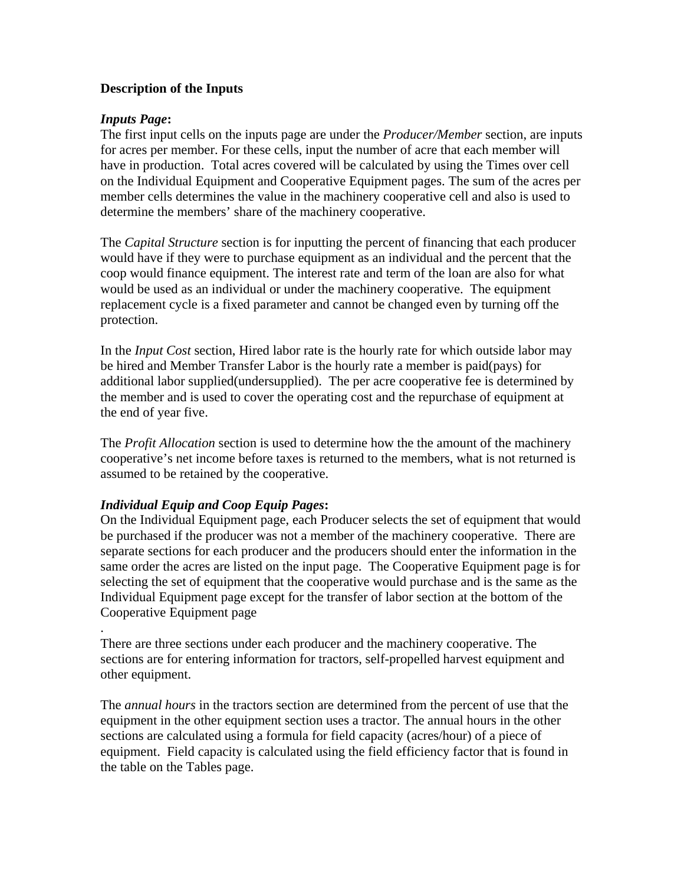**Description of the Inputs**

***Inputs Page*:**
The first input cells on the inputs page are under the *Producer/Member* section, are inputs for acres per member. For these cells, input the number of acre that each member will have in production. Total acres covered will be calculated by using the Times over cell on the Individual Equipment and Cooperative Equipment pages. The sum of the acres per member cells determines the value in the machinery cooperative cell and also is used to determine the members' share of the machinery cooperative.

The *Capital Structure* section is for inputting the percent of financing that each producer would have if they were to purchase equipment as an individual and the percent that the coop would finance equipment. The interest rate and term of the loan are also for what would be used as an individual or under the machinery cooperative. The equipment replacement cycle is a fixed parameter and cannot be changed even by turning off the protection.

In the *Input Cost* section, Hired labor rate is the hourly rate for which outside labor may be hired and Member Transfer Labor is the hourly rate a member is paid(pays) for additional labor supplied(undersupplied). The per acre cooperative fee is determined by the member and is used to cover the operating cost and the repurchase of equipment at the end of year five.

The *Profit Allocation* section is used to determine how the the amount of the machinery cooperative's net income before taxes is returned to the members, what is not returned is assumed to be retained by the cooperative.

***Individual Equip and Coop Equip Pages*:**
On the Individual Equipment page, each Producer selects the set of equipment that would be purchased if the producer was not a member of the machinery cooperative. There are separate sections for each producer and the producers should enter the information in the same order the acres are listed on the input page. The Cooperative Equipment page is for selecting the set of equipment that the cooperative would purchase and is the same as the Individual Equipment page except for the transfer of labor section at the bottom of the Cooperative Equipment page

.
There are three sections under each producer and the machinery cooperative. The sections are for entering information for tractors, self-propelled harvest equipment and other equipment.

The *annual hours* in the tractors section are determined from the percent of use that the equipment in the other equipment section uses a tractor. The annual hours in the other sections are calculated using a formula for field capacity (acres/hour) of a piece of equipment. Field capacity is calculated using the field efficiency factor that is found in the table on the Tables page.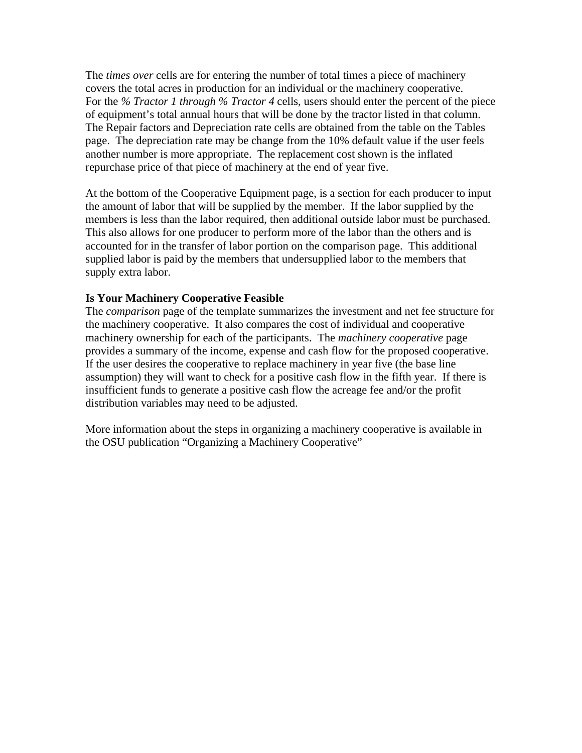The *times over* cells are for entering the number of total times a piece of machinery covers the total acres in production for an individual or the machinery cooperative. For the *% Tractor 1 through % Tractor 4* cells, users should enter the percent of the piece of equipment's total annual hours that will be done by the tractor listed in that column. The Repair factors and Depreciation rate cells are obtained from the table on the Tables page. The depreciation rate may be change from the 10% default value if the user feels another number is more appropriate. The replacement cost shown is the inflated repurchase price of that piece of machinery at the end of year five.

At the bottom of the Cooperative Equipment page, is a section for each producer to input the amount of labor that will be supplied by the member. If the labor supplied by the members is less than the labor required, then additional outside labor must be purchased. This also allows for one producer to perform more of the labor than the others and is accounted for in the transfer of labor portion on the comparison page. This additional supplied labor is paid by the members that undersupplied labor to the members that supply extra labor.

**Is Your Machinery Cooperative Feasible**

The *comparison* page of the template summarizes the investment and net fee structure for the machinery cooperative. It also compares the cost of individual and cooperative machinery ownership for each of the participants. The *machinery cooperative* page provides a summary of the income, expense and cash flow for the proposed cooperative. If the user desires the cooperative to replace machinery in year five (the base line assumption) they will want to check for a positive cash flow in the fifth year. If there is insufficient funds to generate a positive cash flow the acreage fee and/or the profit distribution variables may need to be adjusted.

More information about the steps in organizing a machinery cooperative is available in the OSU publication "Organizing a Machinery Cooperative"